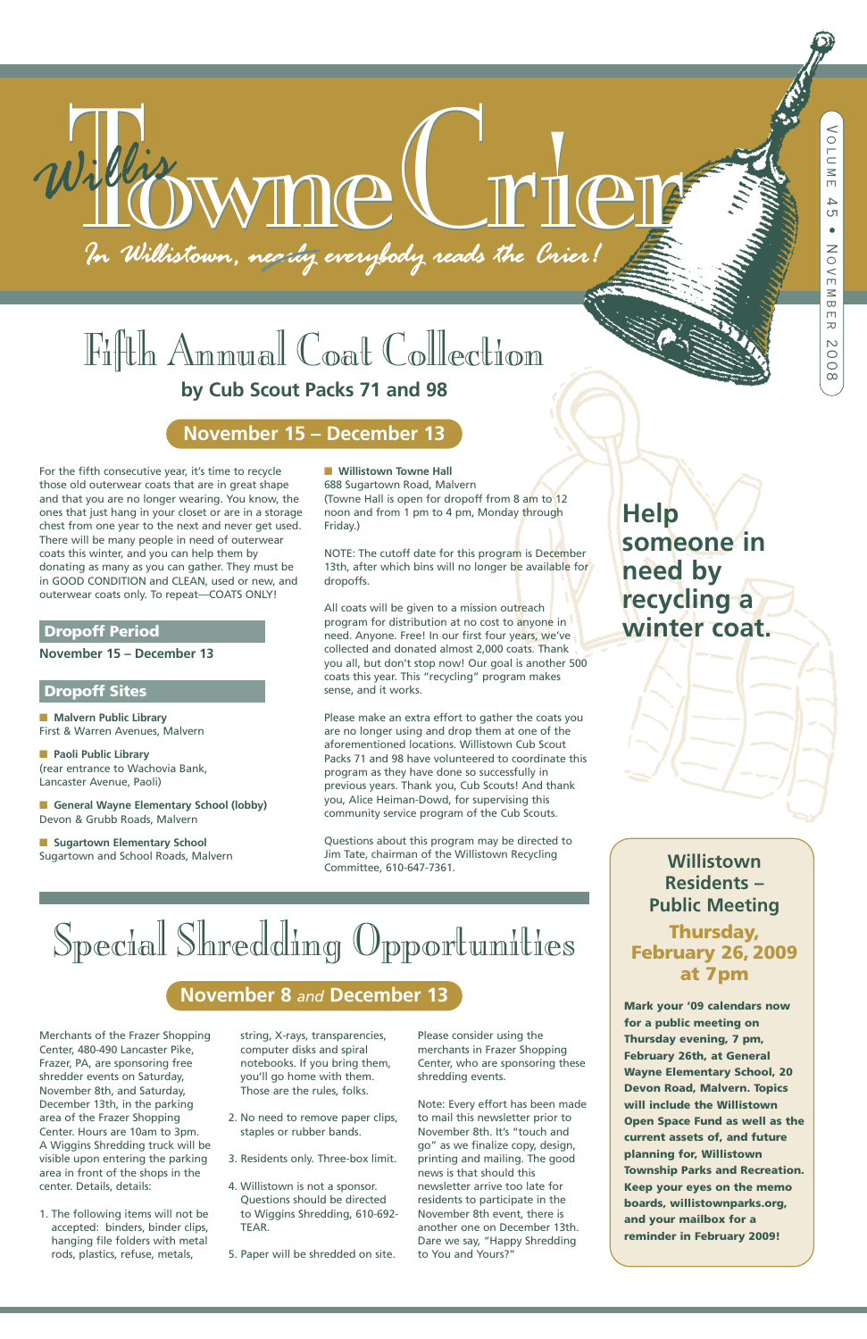# Willis Towne Crier

*In Willistown, ~~nearly~~ everybody reads the Crier!*

Volume 45 • November 2008

# Fifth Annual Coat Collection

### by Cub Scout Packs 71 and 98

**November 15 – December 13**

For the fifth consecutive year, it's time to recycle those old outerwear coats that are in great shape and that you are no longer wearing. You know, the ones that just hang in your closet or are in a storage chest from one year to the next and never get used. There will be many people in need of outerwear coats this winter, and you can help them by donating as many as you can gather. They must be in GOOD CONDITION and CLEAN, used or new, and outerwear coats only. To repeat—COATS ONLY!

### Dropoff Period

**November 15 – December 13**

### Dropoff Sites

- **Malvern Public Library**
  First & Warren Avenues, Malvern
- **Paoli Public Library**
  (rear entrance to Wachovia Bank, Lancaster Avenue, Paoli)
- **General Wayne Elementary School (lobby)**
  Devon & Grubb Roads, Malvern
- **Sugartown Elementary School**
  Sugartown and School Roads, Malvern
- **Willistown Towne Hall**
  688 Sugartown Road, Malvern
  (Towne Hall is open for dropoff from 8 am to 12 noon and from 1 pm to 4 pm, Monday through Friday.)

NOTE: The cutoff date for this program is December 13th, after which bins will no longer be available for dropoffs.

All coats will be given to a mission outreach program for distribution at no cost to anyone in need. Anyone. Free! In our first four years, we've collected and donated almost 2,000 coats. Thank you all, but don't stop now! Our goal is another 500 coats this year. This "recycling" program makes sense, and it works.

Please make an extra effort to gather the coats you are no longer using and drop them at one of the aforementioned locations. Willistown Cub Scout Packs 71 and 98 have volunteered to coordinate this program as they have done so successfully in previous years. Thank you, Cub Scouts! And thank you, Alice Heiman-Dowd, for supervising this community service program of the Cub Scouts.

Questions about this program may be directed to Jim Tate, chairman of the Willistown Recycling Committee, 610-647-7361.

**Help someone in need by recycling a winter coat.**

# Special Shredding Opportunities

**November 8 *and* December 13**

Merchants of the Frazer Shopping Center, 480-490 Lancaster Pike, Frazer, PA, are sponsoring free shredder events on Saturday, November 8th, and Saturday, December 13th, in the parking area of the Frazer Shopping Center. Hours are 10am to 3pm. A Wiggins Shredding truck will be visible upon entering the parking area in front of the shops in the center. Details, details:

1. The following items will not be accepted: binders, binder clips, hanging file folders with metal rods, plastics, refuse, metals, string, X-rays, transparencies, computer disks and spiral notebooks. If you bring them, you'll go home with them. Those are the rules, folks.
2. No need to remove paper clips, staples or rubber bands.
3. Residents only. Three-box limit.
4. Willistown is not a sponsor. Questions should be directed to Wiggins Shredding, 610-692-TEAR.
5. Paper will be shredded on site.

Please consider using the merchants in Frazer Shopping Center, who are sponsoring these shredding events.

Note: Every effort has been made to mail this newsletter prior to November 8th. It's "touch and go" as we finalize copy, design, printing and mailing. The good news is that should this newsletter arrive too late for residents to participate in the November 8th event, there is another one on December 13th. Dare we say, "Happy Shredding to You and Yours?"

### Willistown Residents – Public Meeting

**Thursday, February 26, 2009 at 7pm**

**Mark your '09 calendars now for a public meeting on Thursday evening, 7 pm, February 26th, at General Wayne Elementary School, 20 Devon Road, Malvern. Topics will include the Willistown Open Space Fund as well as the current assets of, and future planning for, Willistown Township Parks and Recreation. Keep your eyes on the memo boards, willistownparks.org, and your mailbox for a reminder in February 2009!**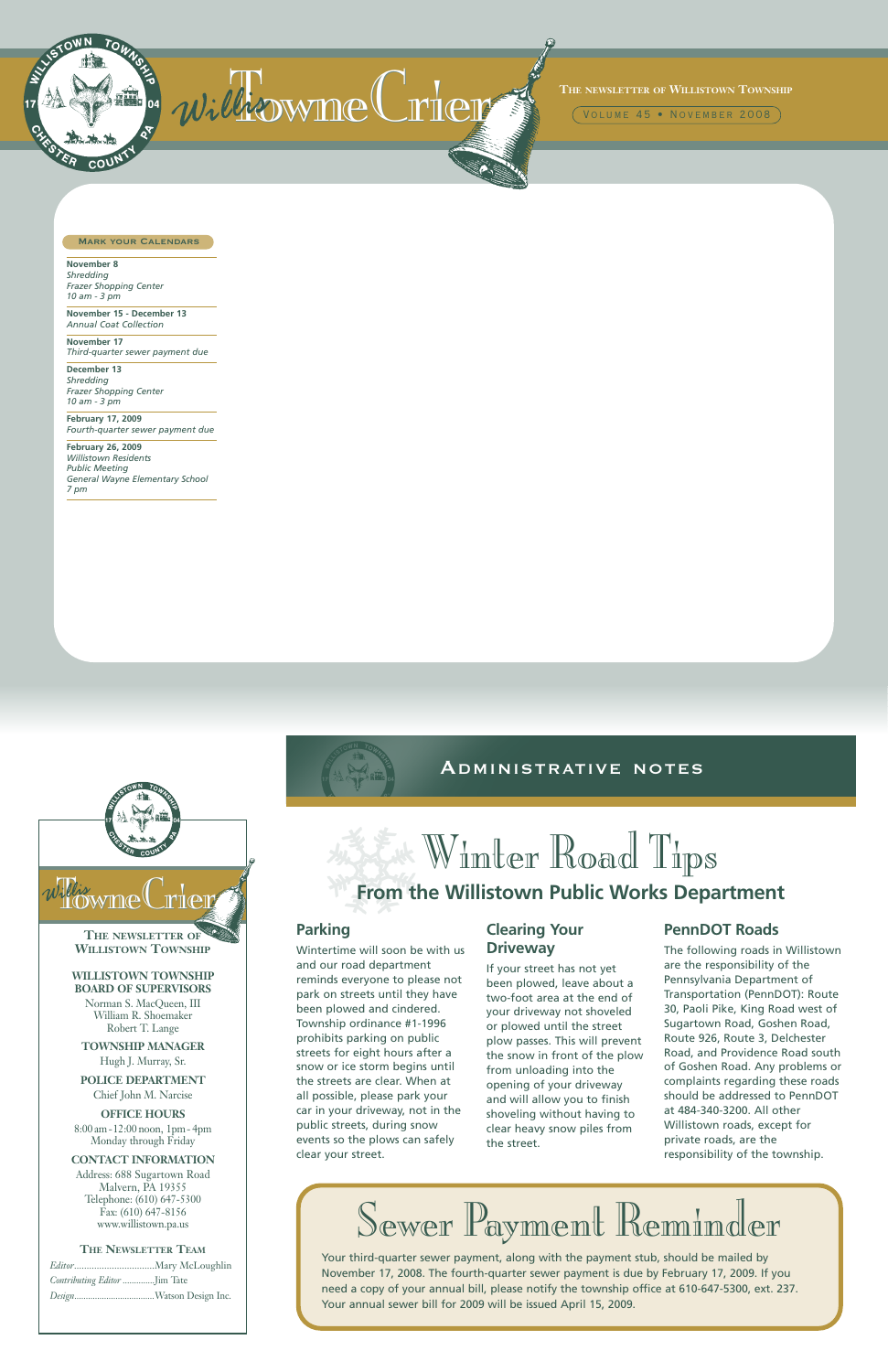# Willis Towne Crier

The newsletter of Willistown Township

Volume 45 • November 2008

## Mark your Calendars

**November 8**
*Shredding*
*Frazer Shopping Center*
*10 am - 3 pm*

**November 15 - December 13**
*Annual Coat Collection*

**November 17**
*Third-quarter sewer payment due*

**December 13**
*Shredding*
*Frazer Shopping Center*
*10 am - 3 pm*

**February 17, 2009**
*Fourth-quarter sewer payment due*

**February 26, 2009**
*Willistown Residents*
*Public Meeting*
*General Wayne Elementary School*
*7 pm*

---

# Willis Towne Crier

The newsletter of Willistown Township

**WILLISTOWN TOWNSHIP BOARD OF SUPERVISORS**
Norman S. MacQueen, III
William R. Shoemaker
Robert T. Lange

**TOWNSHIP MANAGER**
Hugh J. Murray, Sr.

**POLICE DEPARTMENT**
Chief John M. Narcise

**OFFICE HOURS**
8:00 am - 12:00 noon, 1pm - 4pm
Monday through Friday

**CONTACT INFORMATION**
Address: 688 Sugartown Road
Malvern, PA 19355
Telephone: (610) 647-5300
Fax: (610) 647-8156
www.willistown.pa.us

**The Newsletter Team**
*Editor*.................................Mary McLoughlin
*Contributing Editor*..............Jim Tate
*Design*..................................Watson Design Inc.

---

## Administrative notes

# Winter Road Tips

## From the Willistown Public Works Department

### Parking

Wintertime will soon be with us and our road department reminds everyone to please not park on streets until they have been plowed and cindered. Township ordinance #1-1996 prohibits parking on public streets for eight hours after a snow or ice storm begins until the streets are clear. When at all possible, please park your car in your driveway, not in the public streets, during snow events so the plows can safely clear your street.

### Clearing Your Driveway

If your street has not yet been plowed, leave about a two-foot area at the end of your driveway not shoveled or plowed until the street plow passes. This will prevent the snow in front of the plow from unloading into the opening of your driveway and will allow you to finish shoveling without having to clear heavy snow piles from the street.

### PennDOT Roads

The following roads in Willistown are the responsibility of the Pennsylvania Department of Transportation (PennDOT): Route 30, Paoli Pike, King Road west of Sugartown Road, Goshen Road, Route 926, Route 3, Delchester Road, and Providence Road south of Goshen Road. Any problems or complaints regarding these roads should be addressed to PennDOT at 484-340-3200. All other Willistown roads, except for private roads, are the responsibility of the township.

# Sewer Payment Reminder

Your third-quarter sewer payment, along with the payment stub, should be mailed by November 17, 2008. The fourth-quarter sewer payment is due by February 17, 2009. If you need a copy of your annual bill, please notify the township office at 610-647-5300, ext. 237. Your annual sewer bill for 2009 will be issued April 15, 2009.